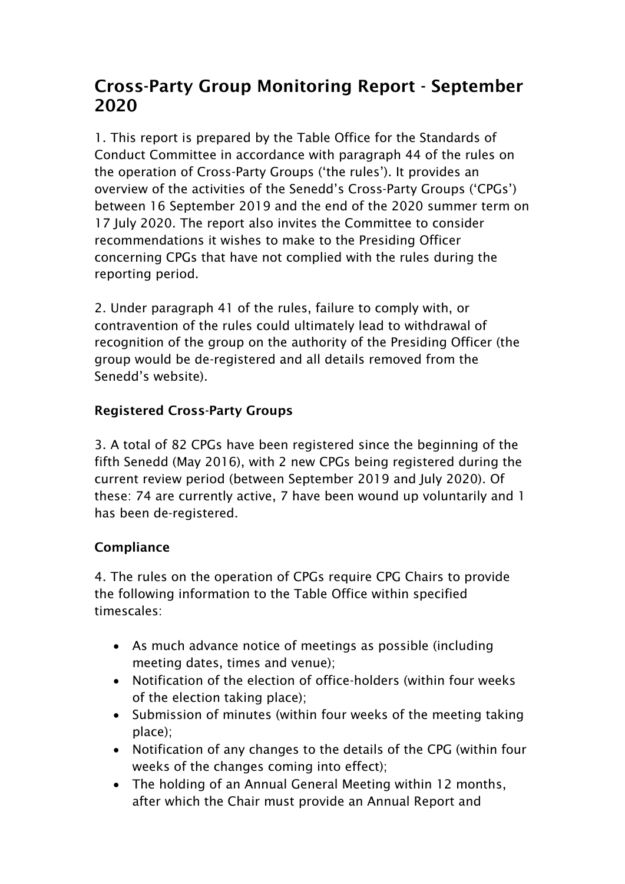# Cross-Party Group Monitoring Report - September 2020

1. This report is prepared by the Table Office for the Standards of Conduct Committee in accordance with paragraph 44 of the rules on the operation of Cross-Party Groups ('the rules'). It provides an overview of the activities of the Senedd's Cross-Party Groups ('CPGs') between 16 September 2019 and the end of the 2020 summer term on 17 July 2020. The report also invites the Committee to consider recommendations it wishes to make to the Presiding Officer concerning CPGs that have not complied with the rules during the reporting period.

2. Under paragraph 41 of the rules, failure to comply with, or contravention of the rules could ultimately lead to withdrawal of recognition of the group on the authority of the Presiding Officer (the group would be de-registered and all details removed from the Senedd's website).

**Registered Cross-Party Groups**

3. A total of 82 CPGs have been registered since the beginning of the fifth Senedd (May 2016), with 2 new CPGs being registered during the current review period (between September 2019 and July 2020). Of these: 74 are currently active, 7 have been wound up voluntarily and 1 has been de-registered.

**Compliance**

4. The rules on the operation of CPGs require CPG Chairs to provide the following information to the Table Office within specified timescales:

- As much advance notice of meetings as possible (including meeting dates, times and venue);
- Notification of the election of office-holders (within four weeks of the election taking place);
- Submission of minutes (within four weeks of the meeting taking place);
- Notification of any changes to the details of the CPG (within four weeks of the changes coming into effect);
- The holding of an Annual General Meeting within 12 months, after which the Chair must provide an Annual Report and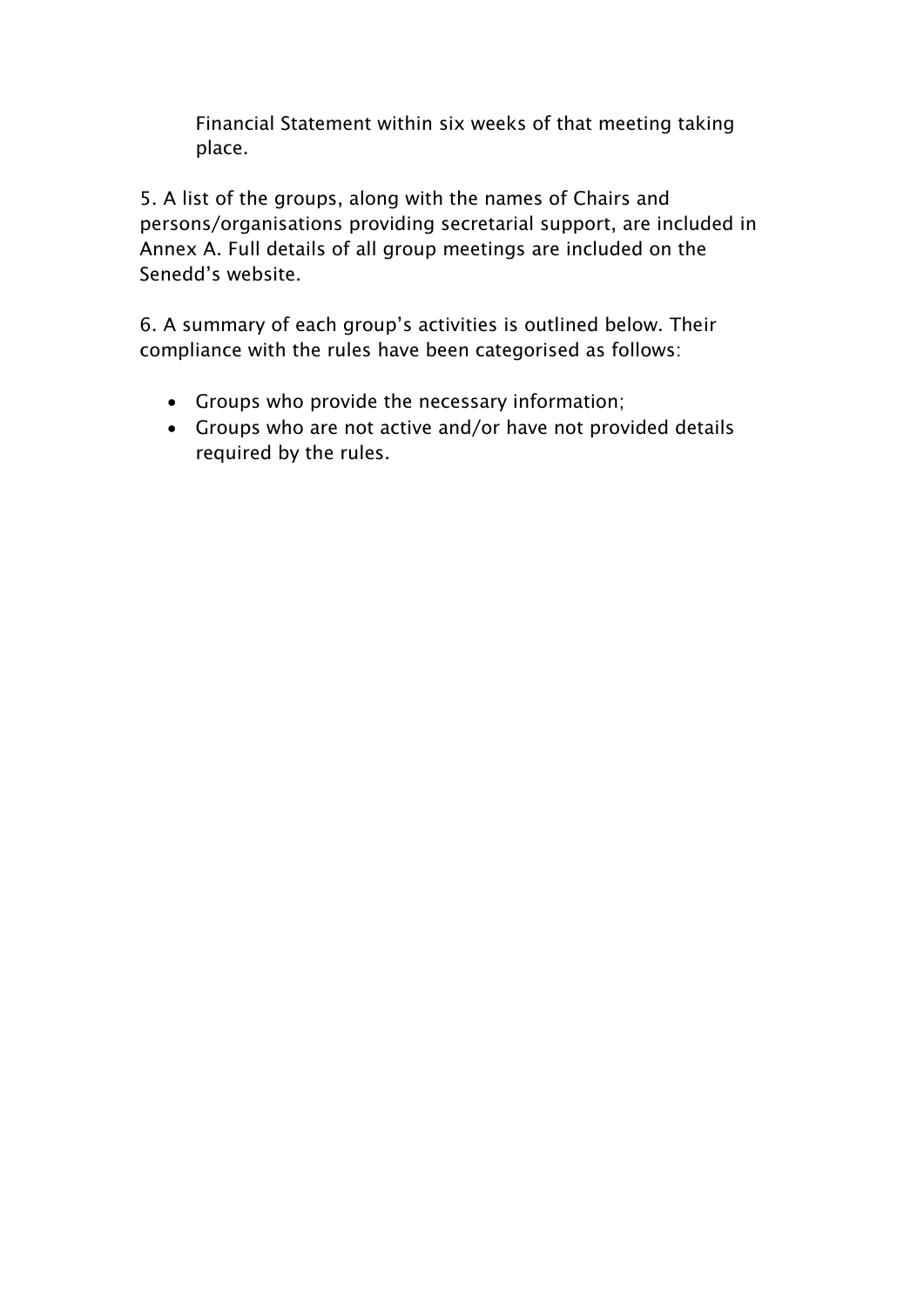Financial Statement within six weeks of that meeting taking place.

5. A list of the groups, along with the names of Chairs and persons/organisations providing secretarial support, are included in Annex A. Full details of all group meetings are included on the Senedd's website.

6. A summary of each group's activities is outlined below. Their compliance with the rules have been categorised as follows:

- Groups who provide the necessary information;
- Groups who are not active and/or have not provided details required by the rules.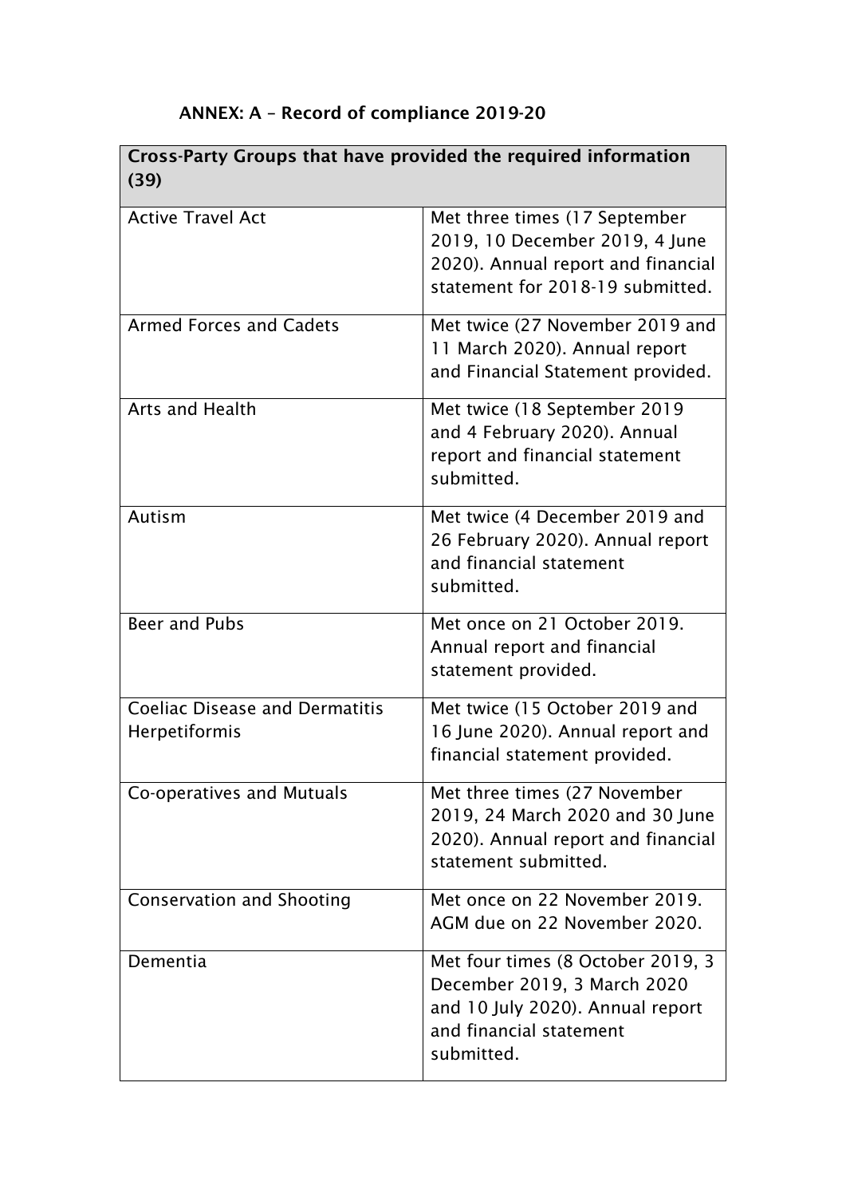## ANNEX: A – Record of compliance 2019-20

| Cross-Party Groups that have provided the required information (39) | |
|---|---|
| Active Travel Act | Met three times (17 September 2019, 10 December 2019, 4 June 2020). Annual report and financial statement for 2018-19 submitted. |
| Armed Forces and Cadets | Met twice (27 November 2019 and 11 March 2020). Annual report and Financial Statement provided. |
| Arts and Health | Met twice (18 September 2019 and 4 February 2020). Annual report and financial statement submitted. |
| Autism | Met twice (4 December 2019 and 26 February 2020). Annual report and financial statement submitted. |
| Beer and Pubs | Met once on 21 October 2019. Annual report and financial statement provided. |
| Coeliac Disease and Dermatitis Herpetiformis | Met twice (15 October 2019 and 16 June 2020). Annual report and financial statement provided. |
| Co-operatives and Mutuals | Met three times (27 November 2019, 24 March 2020 and 30 June 2020). Annual report and financial statement submitted. |
| Conservation and Shooting | Met once on 22 November 2019. AGM due on 22 November 2020. |
| Dementia | Met four times (8 October 2019, 3 December 2019, 3 March 2020 and 10 July 2020). Annual report and financial statement submitted. |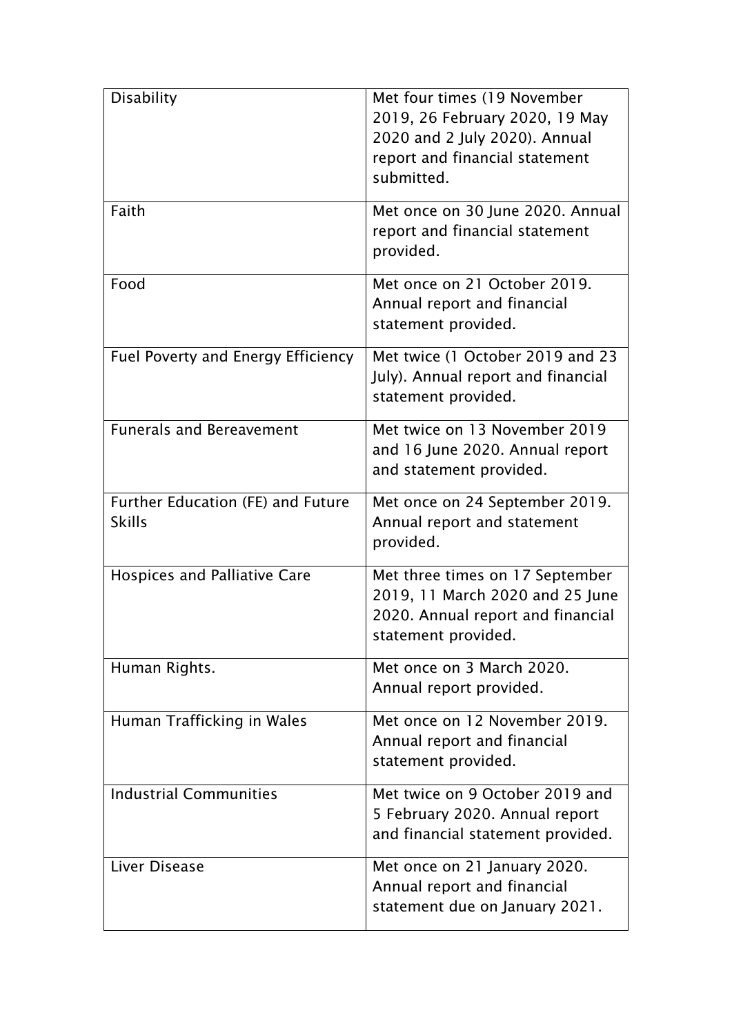| | |
|---|---|
| Disability | Met four times (19 November 2019, 26 February 2020, 19 May 2020 and 2 July 2020). Annual report and financial statement submitted. |
| Faith | Met once on 30 June 2020. Annual report and financial statement provided. |
| Food | Met once on 21 October 2019. Annual report and financial statement provided. |
| Fuel Poverty and Energy Efficiency | Met twice (1 October 2019 and 23 July). Annual report and financial statement provided. |
| Funerals and Bereavement | Met twice on 13 November 2019 and 16 June 2020. Annual report and statement provided. |
| Further Education (FE) and Future Skills | Met once on 24 September 2019. Annual report and statement provided. |
| Hospices and Palliative Care | Met three times on 17 September 2019, 11 March 2020 and 25 June 2020. Annual report and financial statement provided. |
| Human Rights. | Met once on 3 March 2020. Annual report provided. |
| Human Trafficking in Wales | Met once on 12 November 2019. Annual report and financial statement provided. |
| Industrial Communities | Met twice on 9 October 2019 and 5 February 2020. Annual report and financial statement provided. |
| Liver Disease | Met once on 21 January 2020. Annual report and financial statement due on January 2021. |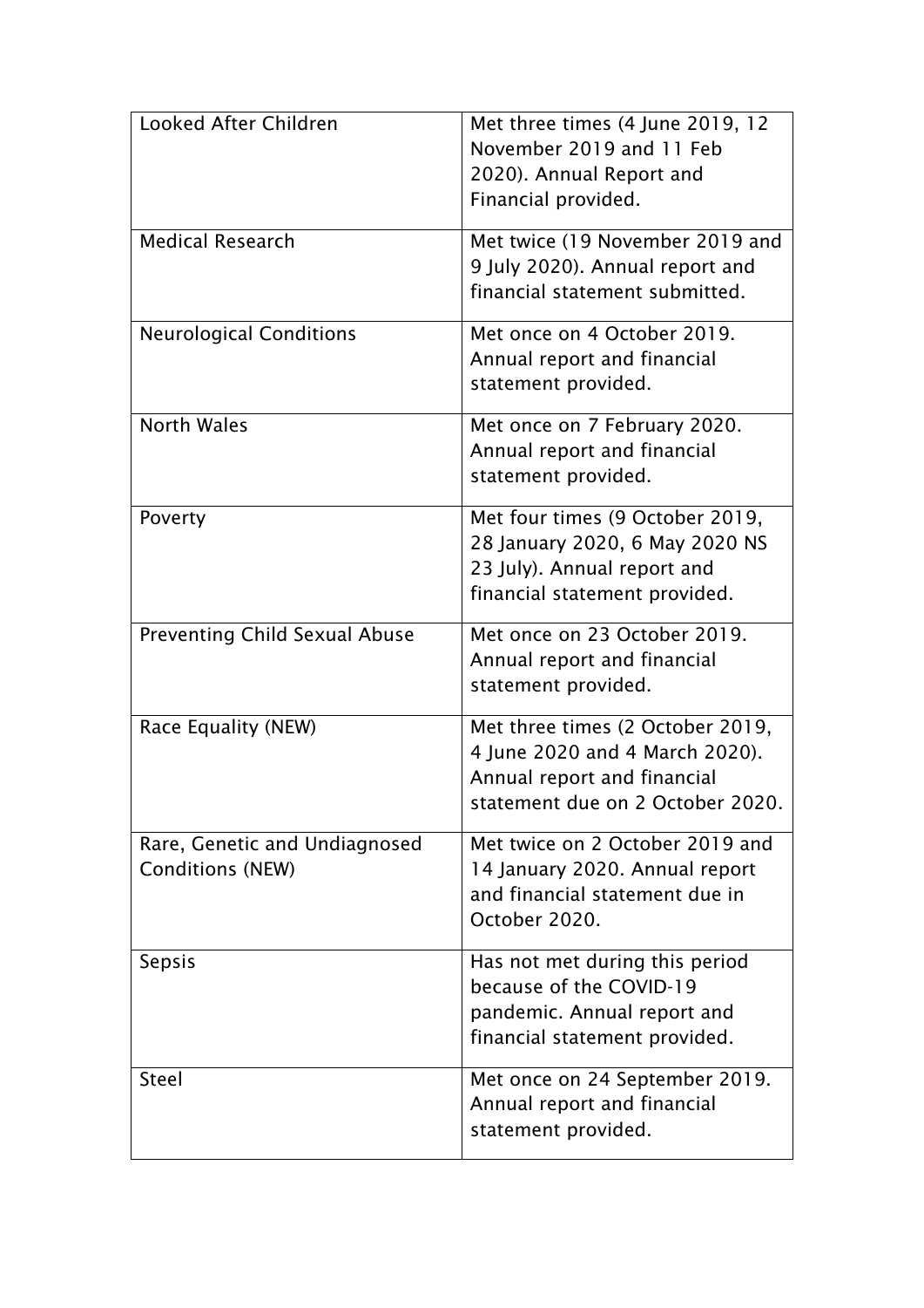| | |
|---|---|
| Looked After Children | Met three times (4 June 2019, 12 November 2019 and 11 Feb 2020). Annual Report and Financial provided. |
| Medical Research | Met twice (19 November 2019 and 9 July 2020). Annual report and financial statement submitted. |
| Neurological Conditions | Met once on 4 October 2019. Annual report and financial statement provided. |
| North Wales | Met once on 7 February 2020. Annual report and financial statement provided. |
| Poverty | Met four times (9 October 2019, 28 January 2020, 6 May 2020 NS 23 July). Annual report and financial statement provided. |
| Preventing Child Sexual Abuse | Met once on 23 October 2019. Annual report and financial statement provided. |
| Race Equality (NEW) | Met three times (2 October 2019, 4 June 2020 and 4 March 2020). Annual report and financial statement due on 2 October 2020. |
| Rare, Genetic and Undiagnosed Conditions (NEW) | Met twice on 2 October 2019 and 14 January 2020. Annual report and financial statement due in October 2020. |
| Sepsis | Has not met during this period because of the COVID-19 pandemic. Annual report and financial statement provided. |
| Steel | Met once on 24 September 2019. Annual report and financial statement provided. |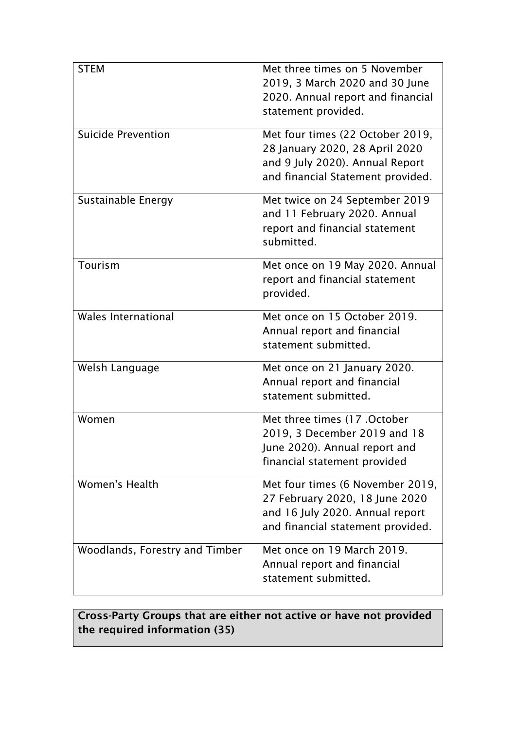| | |
|---|---|
| STEM | Met three times on 5 November 2019, 3 March 2020 and 30 June 2020. Annual report and financial statement provided. |
| Suicide Prevention | Met four times (22 October 2019, 28 January 2020, 28 April 2020 and 9 July 2020). Annual Report and financial Statement provided. |
| Sustainable Energy | Met twice on 24 September 2019 and 11 February 2020. Annual report and financial statement submitted. |
| Tourism | Met once on 19 May 2020. Annual report and financial statement provided. |
| Wales International | Met once on 15 October 2019. Annual report and financial statement submitted. |
| Welsh Language | Met once on 21 January 2020. Annual report and financial statement submitted. |
| Women | Met three times (17 .October 2019, 3 December 2019 and 18 June 2020). Annual report and financial statement provided |
| Women's Health | Met four times (6 November 2019, 27 February 2020, 18 June 2020 and 16 July 2020. Annual report and financial statement provided. |
| Woodlands, Forestry and Timber | Met once on 19 March 2019. Annual report and financial statement submitted. |

**Cross-Party Groups that are either not active or have not provided the required information (35)**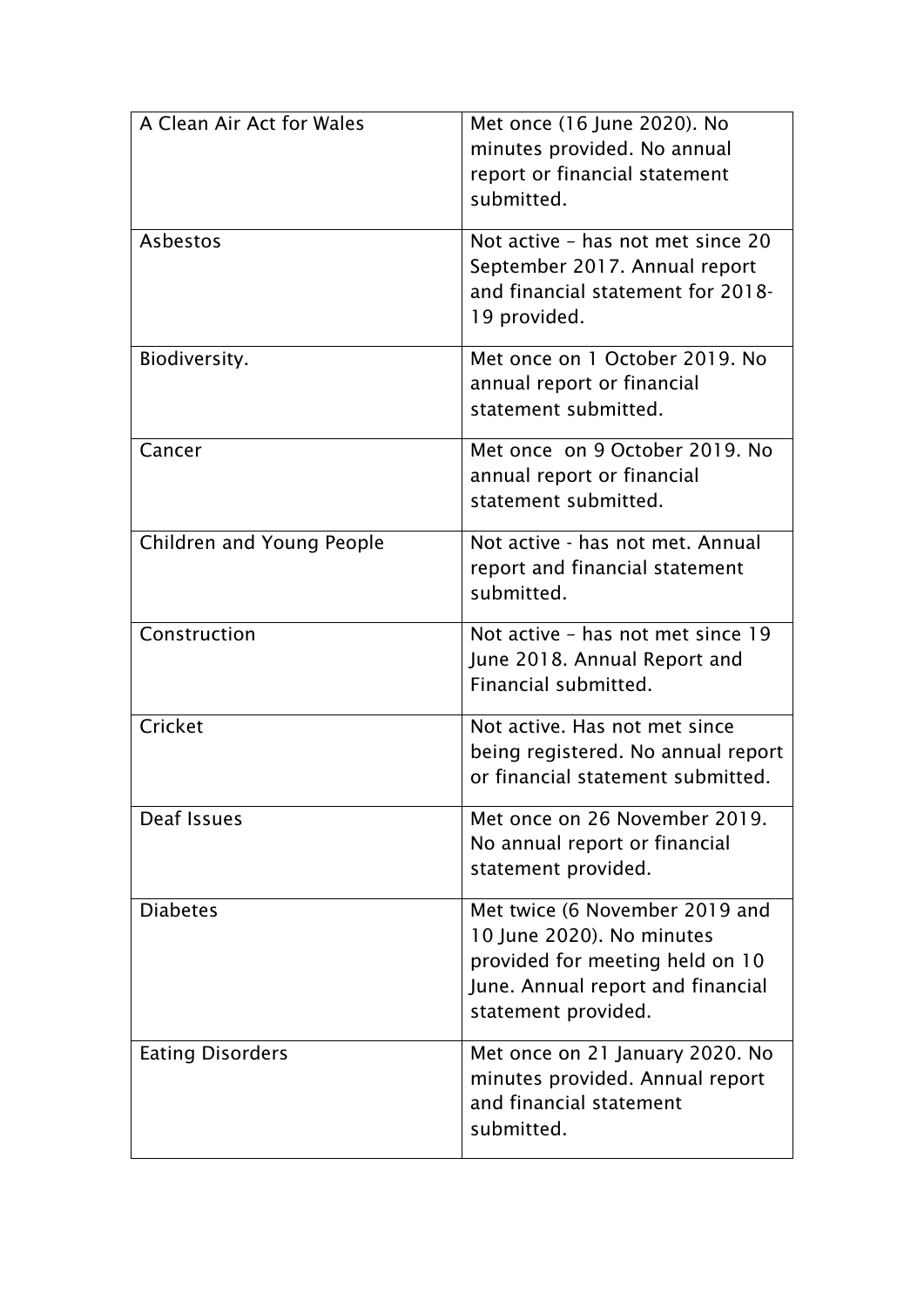| | |
|---|---|
| A Clean Air Act for Wales | Met once (16 June 2020). No minutes provided. No annual report or financial statement submitted. |
| Asbestos | Not active – has not met since 20 September 2017. Annual report and financial statement for 2018-19 provided. |
| Biodiversity. | Met once on 1 October 2019. No annual report or financial statement submitted. |
| Cancer | Met once on 9 October 2019. No annual report or financial statement submitted. |
| Children and Young People | Not active - has not met. Annual report and financial statement submitted. |
| Construction | Not active – has not met since 19 June 2018. Annual Report and Financial submitted. |
| Cricket | Not active. Has not met since being registered. No annual report or financial statement submitted. |
| Deaf Issues | Met once on 26 November 2019. No annual report or financial statement provided. |
| Diabetes | Met twice (6 November 2019 and 10 June 2020). No minutes provided for meeting held on 10 June. Annual report and financial statement provided. |
| Eating Disorders | Met once on 21 January 2020. No minutes provided. Annual report and financial statement submitted. |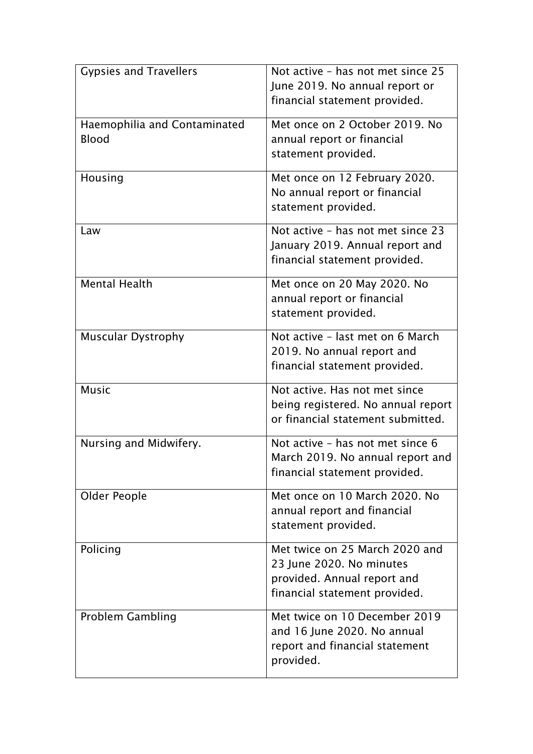| Gypsies and Travellers | Not active – has not met since 25 June 2019. No annual report or financial statement provided. |
|---|---|
| Haemophilia and Contaminated Blood | Met once on 2 October 2019. No annual report or financial statement provided. |
| Housing | Met once on 12 February 2020. No annual report or financial statement provided. |
| Law | Not active – has not met since 23 January 2019. Annual report and financial statement provided. |
| Mental Health | Met once on 20 May 2020. No annual report or financial statement provided. |
| Muscular Dystrophy | Not active – last met on 6 March 2019. No annual report and financial statement provided. |
| Music | Not active. Has not met since being registered. No annual report or financial statement submitted. |
| Nursing and Midwifery. | Not active – has not met since 6 March 2019. No annual report and financial statement provided. |
| Older People | Met once on 10 March 2020. No annual report and financial statement provided. |
| Policing | Met twice on 25 March 2020 and 23 June 2020. No minutes provided. Annual report and financial statement provided. |
| Problem Gambling | Met twice on 10 December 2019 and 16 June 2020. No annual report and financial statement provided. |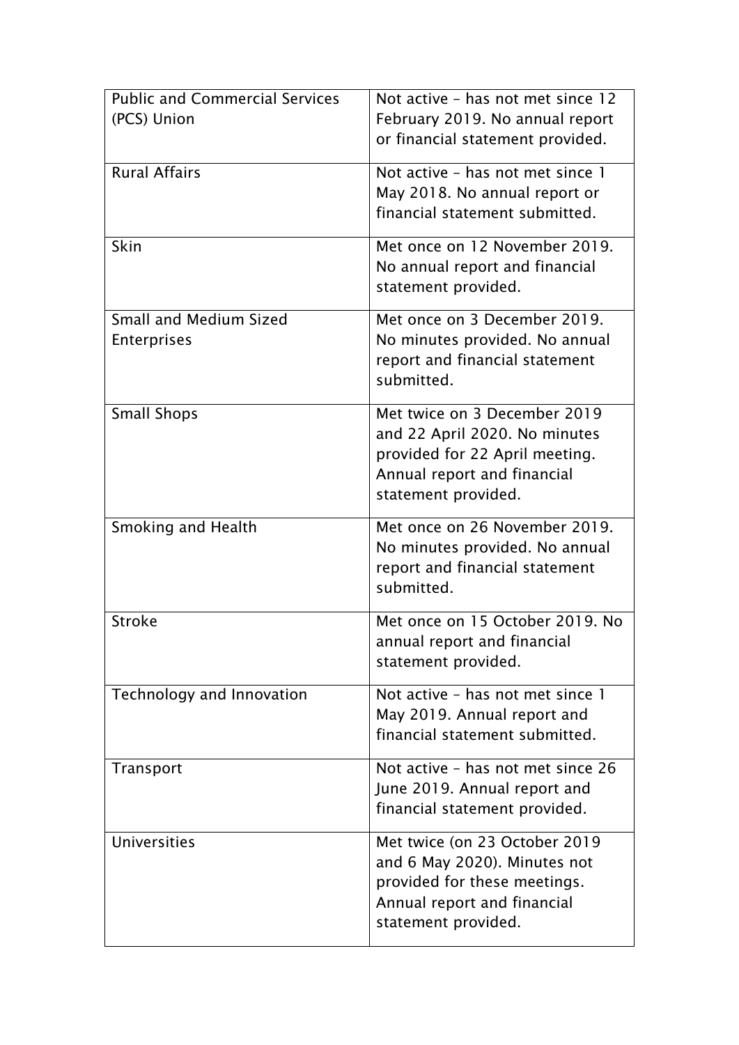| | |
|---|---|
| Public and Commercial Services (PCS) Union | Not active – has not met since 12 February 2019. No annual report or financial statement provided. |
| Rural Affairs | Not active – has not met since 1 May 2018. No annual report or financial statement submitted. |
| Skin | Met once on 12 November 2019. No annual report and financial statement provided. |
| Small and Medium Sized Enterprises | Met once on 3 December 2019. No minutes provided. No annual report and financial statement submitted. |
| Small Shops | Met twice on 3 December 2019 and 22 April 2020. No minutes provided for 22 April meeting. Annual report and financial statement provided. |
| Smoking and Health | Met once on 26 November 2019. No minutes provided. No annual report and financial statement submitted. |
| Stroke | Met once on 15 October 2019. No annual report and financial statement provided. |
| Technology and Innovation | Not active – has not met since 1 May 2019. Annual report and financial statement submitted. |
| Transport | Not active – has not met since 26 June 2019. Annual report and financial statement provided. |
| Universities | Met twice (on 23 October 2019 and 6 May 2020). Minutes not provided for these meetings. Annual report and financial statement provided. |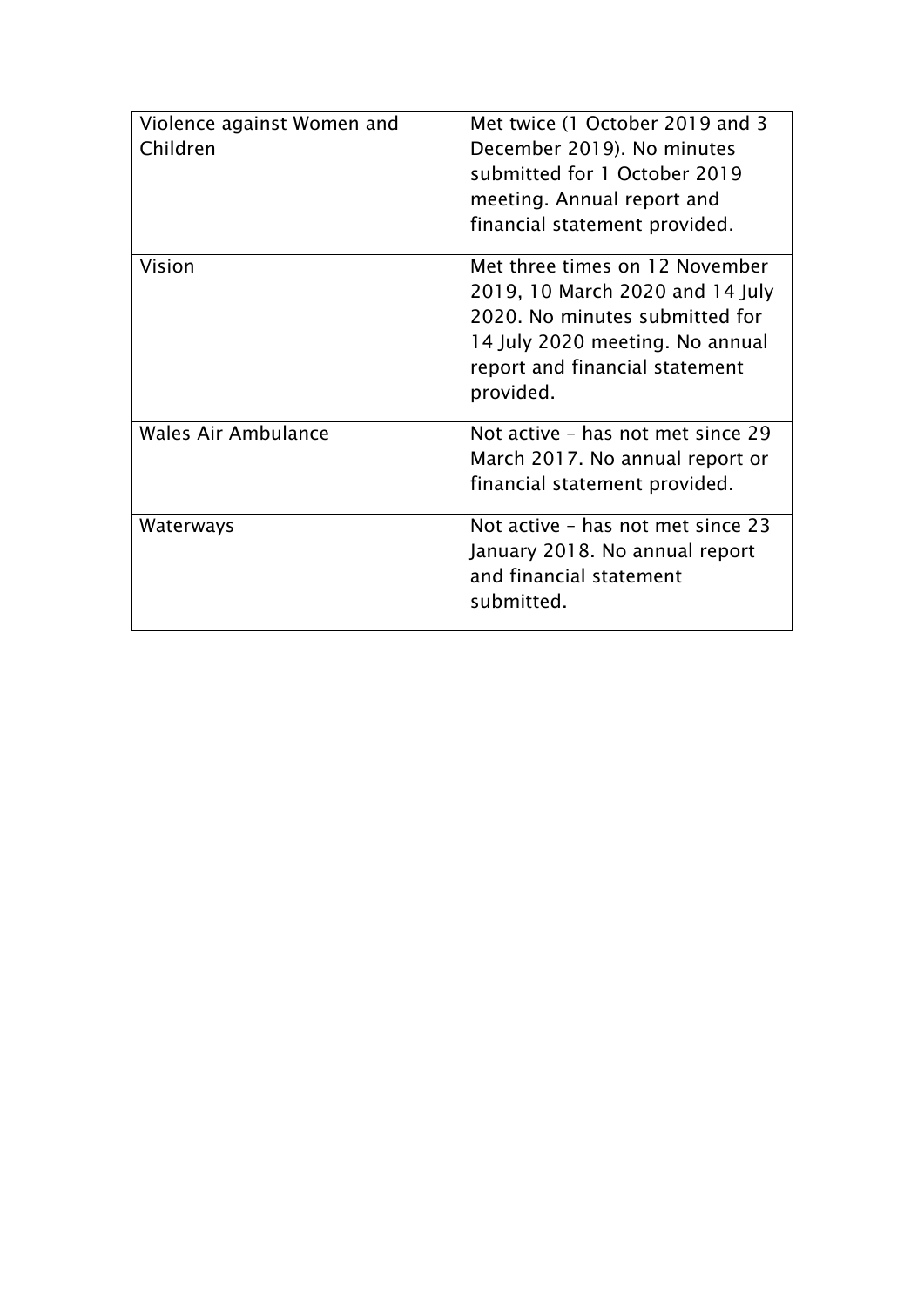| | |
|---|---|
| Violence against Women and Children | Met twice (1 October 2019 and 3 December 2019). No minutes submitted for 1 October 2019 meeting. Annual report and financial statement provided. |
| Vision | Met three times on 12 November 2019, 10 March 2020 and 14 July 2020. No minutes submitted for 14 July 2020 meeting. No annual report and financial statement provided. |
| Wales Air Ambulance | Not active – has not met since 29 March 2017. No annual report or financial statement provided. |
| Waterways | Not active – has not met since 23 January 2018. No annual report and financial statement submitted. |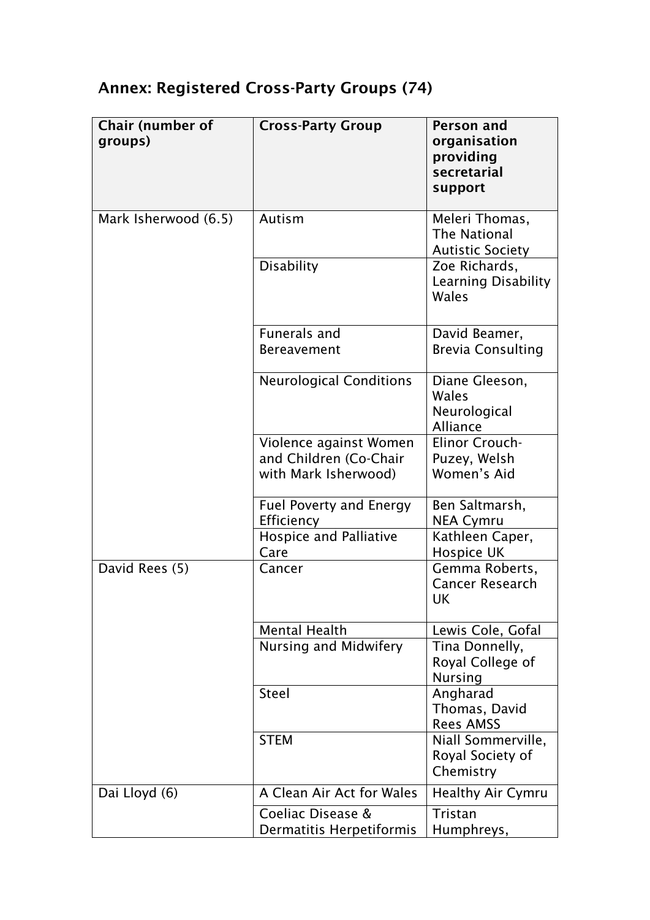## Annex: Registered Cross-Party Groups (74)

| Chair (number of groups) | Cross-Party Group | Person and organisation providing secretarial support |
|---|---|---|
| Mark Isherwood (6.5) | Autism | Meleri Thomas, The National Autistic Society |
| | Disability | Zoe Richards, Learning Disability Wales |
| | Funerals and Bereavement | David Beamer, Brevia Consulting |
| | Neurological Conditions | Diane Gleeson, Wales Neurological Alliance |
| | Violence against Women and Children (Co-Chair with Mark Isherwood) | Elinor Crouch-Puzey, Welsh Women's Aid |
| | Fuel Poverty and Energy Efficiency | Ben Saltmarsh, NEA Cymru |
| | Hospice and Palliative Care | Kathleen Caper, Hospice UK |
| David Rees (5) | Cancer | Gemma Roberts, Cancer Research UK |
| | Mental Health | Lewis Cole, Gofal |
| | Nursing and Midwifery | Tina Donnelly, Royal College of Nursing |
| | Steel | Angharad Thomas, David Rees AMSS |
| | STEM | Niall Sommerville, Royal Society of Chemistry |
| Dai Lloyd (6) | A Clean Air Act for Wales | Healthy Air Cymru |
| | Coeliac Disease & Dermatitis Herpetiformis | Tristan Humphreys, |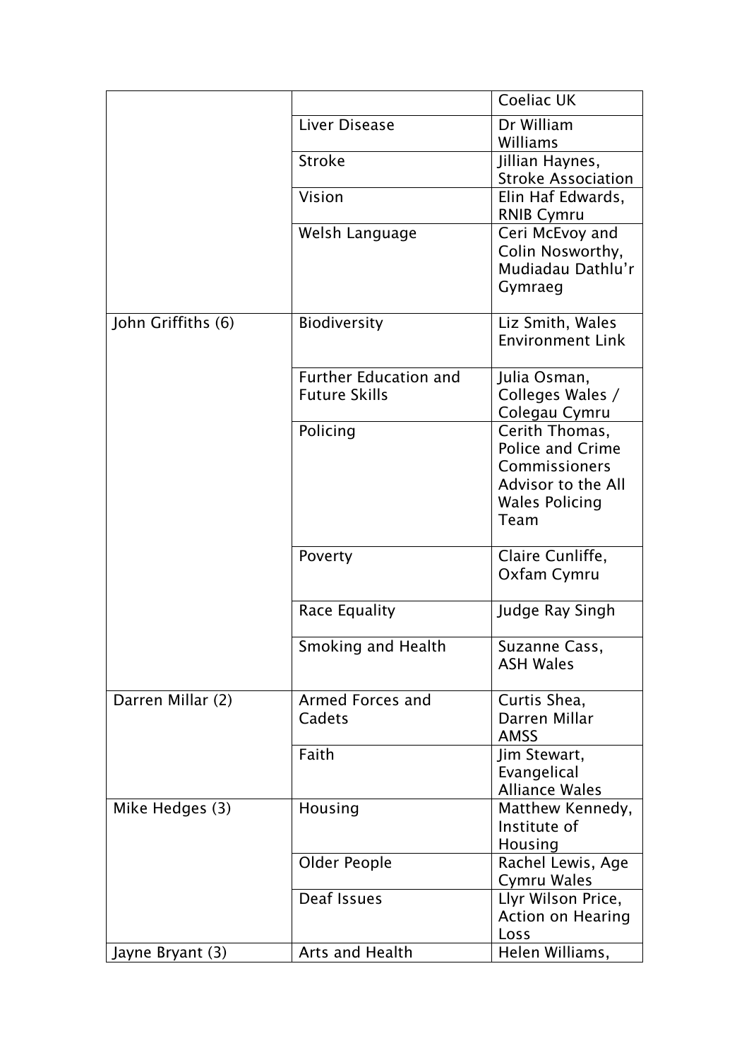| | | |
|---|---|---|
| | | Coeliac UK |
| | Liver Disease | Dr William Williams |
| | Stroke | Jillian Haynes, Stroke Association |
| | Vision | Elin Haf Edwards, RNIB Cymru |
| | Welsh Language | Ceri McEvoy and Colin Nosworthy, Mudiadau Dathlu'r Gymraeg |
| John Griffiths (6) | Biodiversity | Liz Smith, Wales Environment Link |
| | Further Education and Future Skills | Julia Osman, Colleges Wales / Colegau Cymru |
| | Policing | Cerith Thomas, Police and Crime Commissioners Advisor to the All Wales Policing Team |
| | Poverty | Claire Cunliffe, Oxfam Cymru |
| | Race Equality | Judge Ray Singh |
| | Smoking and Health | Suzanne Cass, ASH Wales |
| Darren Millar (2) | Armed Forces and Cadets | Curtis Shea, Darren Millar AMSS |
| | Faith | Jim Stewart, Evangelical Alliance Wales |
| Mike Hedges (3) | Housing | Matthew Kennedy, Institute of Housing |
| | Older People | Rachel Lewis, Age Cymru Wales |
| | Deaf Issues | Llyr Wilson Price, Action on Hearing Loss |
| Jayne Bryant (3) | Arts and Health | Helen Williams, |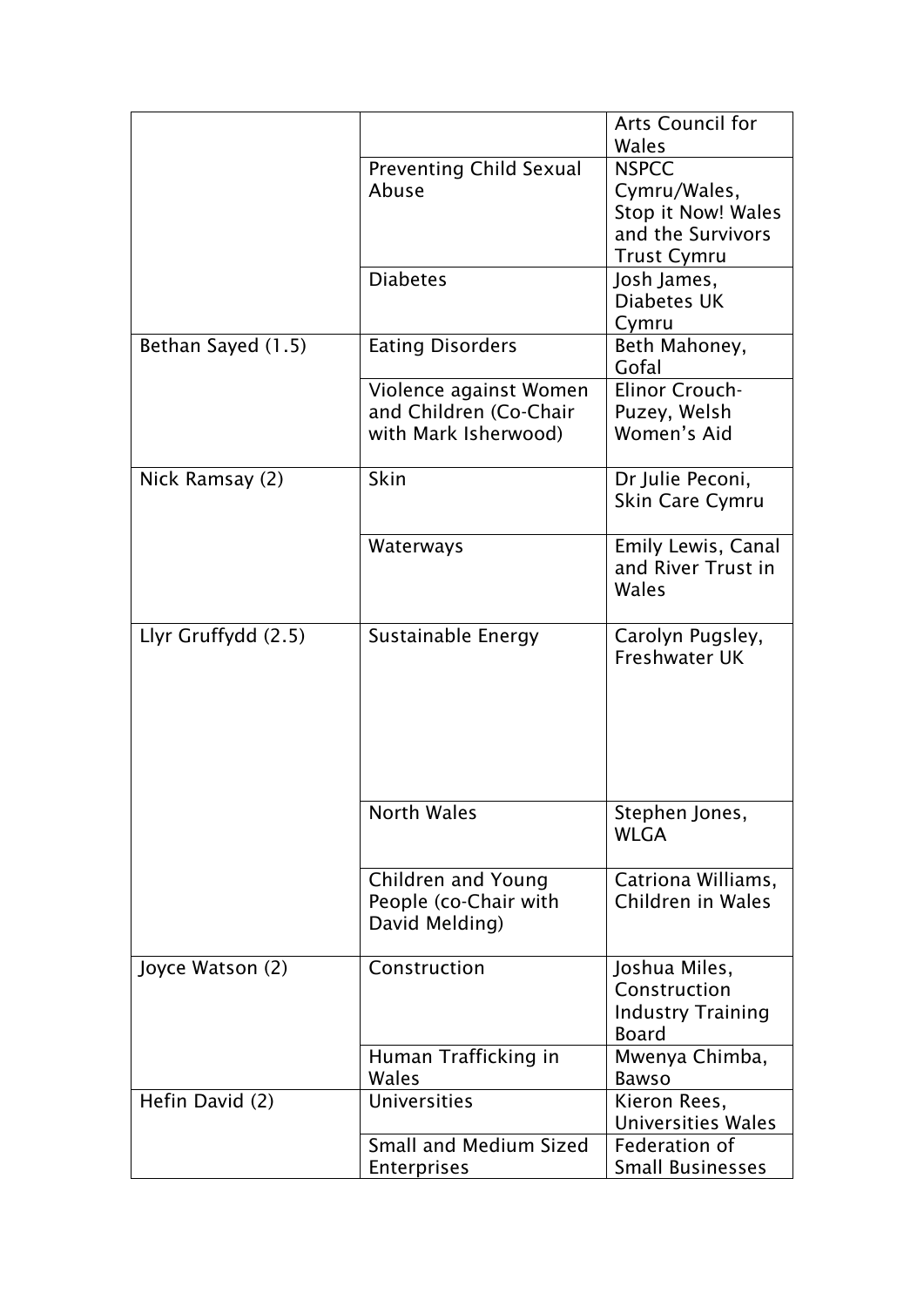| | | |
|---|---|---|
| | | Arts Council for Wales |
| | Preventing Child Sexual Abuse | NSPCC Cymru/Wales, Stop it Now! Wales and the Survivors Trust Cymru |
| | Diabetes | Josh James, Diabetes UK Cymru |
| Bethan Sayed (1.5) | Eating Disorders | Beth Mahoney, Gofal |
| | Violence against Women and Children (Co-Chair with Mark Isherwood) | Elinor Crouch-Puzey, Welsh Women's Aid |
| Nick Ramsay (2) | Skin | Dr Julie Peconi, Skin Care Cymru |
| | Waterways | Emily Lewis, Canal and River Trust in Wales |
| Llyr Gruffydd (2.5) | Sustainable Energy | Carolyn Pugsley, Freshwater UK |
| | North Wales | Stephen Jones, WLGA |
| | Children and Young People (co-Chair with David Melding) | Catriona Williams, Children in Wales |
| Joyce Watson (2) | Construction | Joshua Miles, Construction Industry Training Board |
| | Human Trafficking in Wales | Mwenya Chimba, Bawso |
| Hefin David (2) | Universities | Kieron Rees, Universities Wales |
| | Small and Medium Sized Enterprises | Federation of Small Businesses |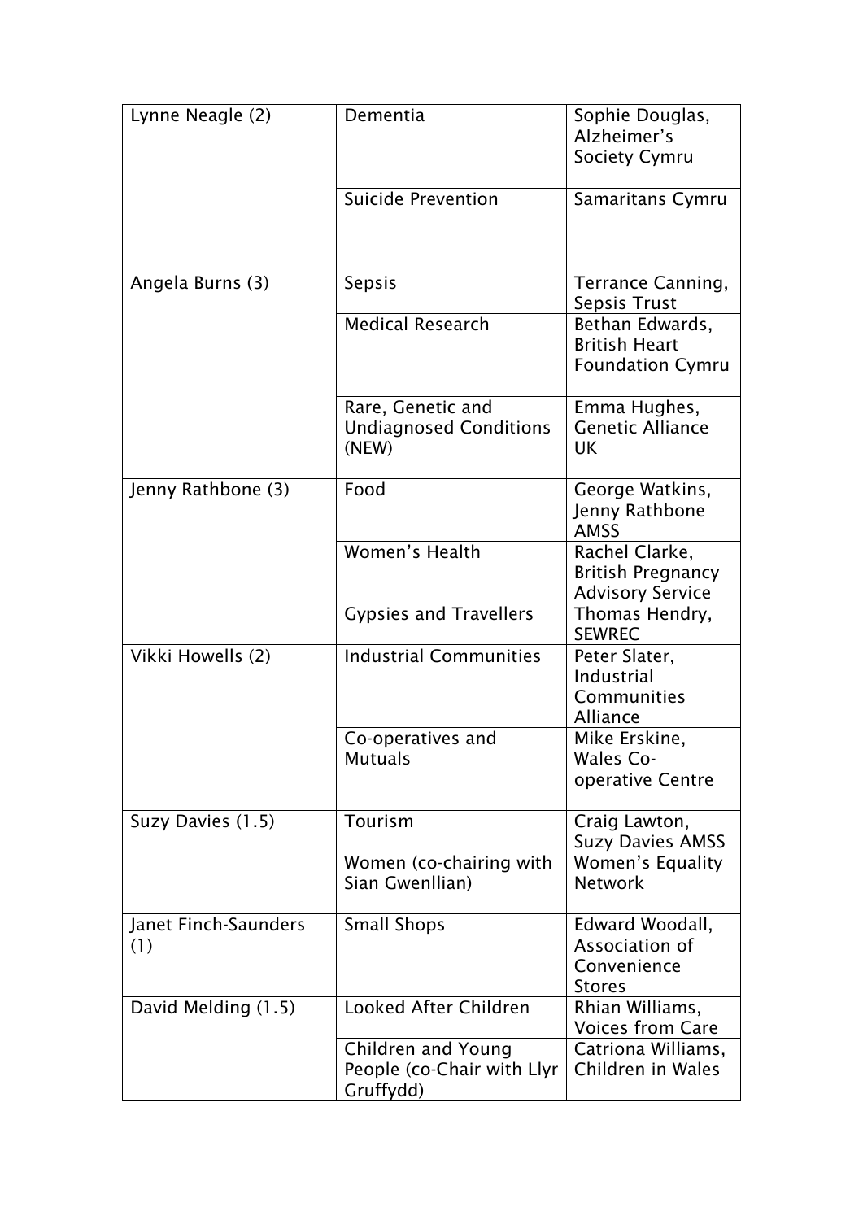| Lynne Neagle (2) | Dementia | Sophie Douglas, Alzheimer's Society Cymru |
|---|---|---|
| | Suicide Prevention | Samaritans Cymru |
| Angela Burns (3) | Sepsis | Terrance Canning, Sepsis Trust |
| | Medical Research | Bethan Edwards, British Heart Foundation Cymru |
| | Rare, Genetic and Undiagnosed Conditions (NEW) | Emma Hughes, Genetic Alliance UK |
| Jenny Rathbone (3) | Food | George Watkins, Jenny Rathbone AMSS |
| | Women's Health | Rachel Clarke, British Pregnancy Advisory Service |
| | Gypsies and Travellers | Thomas Hendry, SEWREC |
| Vikki Howells (2) | Industrial Communities | Peter Slater, Industrial Communities Alliance |
| | Co-operatives and Mutuals | Mike Erskine, Wales Co-operative Centre |
| Suzy Davies (1.5) | Tourism | Craig Lawton, Suzy Davies AMSS |
| | Women (co-chairing with Sian Gwenllian) | Women's Equality Network |
| Janet Finch-Saunders (1) | Small Shops | Edward Woodall, Association of Convenience Stores |
| David Melding (1.5) | Looked After Children | Rhian Williams, Voices from Care |
| | Children and Young People (co-Chair with Llyr Gruffydd) | Catriona Williams, Children in Wales |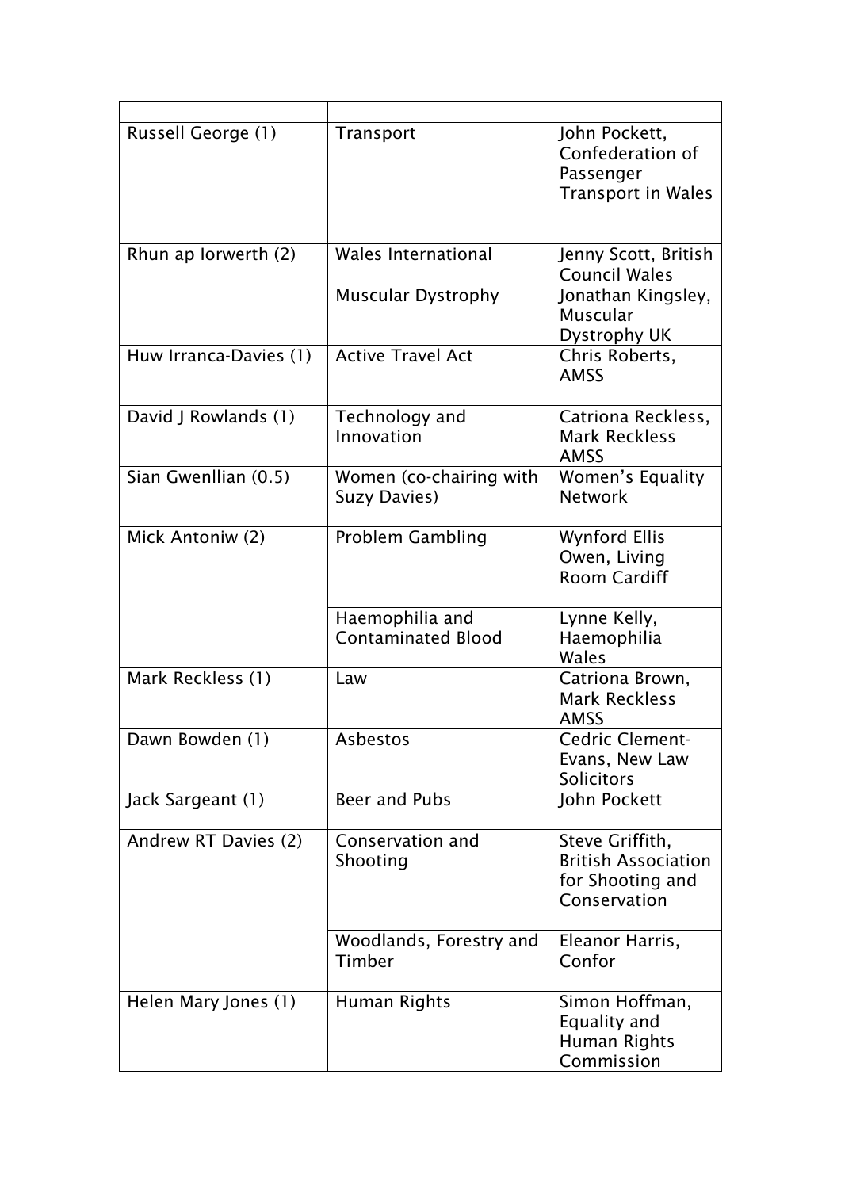| | | |
|---|---|---|
| Russell George (1) | Transport | John Pockett, Confederation of Passenger Transport in Wales |
| Rhun ap Iorwerth (2) | Wales International | Jenny Scott, British Council Wales |
| | Muscular Dystrophy | Jonathan Kingsley, Muscular Dystrophy UK |
| Huw Irranca-Davies (1) | Active Travel Act | Chris Roberts, AMSS |
| David J Rowlands (1) | Technology and Innovation | Catriona Reckless, Mark Reckless AMSS |
| Sian Gwenllian (0.5) | Women (co-chairing with Suzy Davies) | Women's Equality Network |
| Mick Antoniw (2) | Problem Gambling | Wynford Ellis Owen, Living Room Cardiff |
| | Haemophilia and Contaminated Blood | Lynne Kelly, Haemophilia Wales |
| Mark Reckless (1) | Law | Catriona Brown, Mark Reckless AMSS |
| Dawn Bowden (1) | Asbestos | Cedric Clement-Evans, New Law Solicitors |
| Jack Sargeant (1) | Beer and Pubs | John Pockett |
| Andrew RT Davies (2) | Conservation and Shooting | Steve Griffith, British Association for Shooting and Conservation |
| | Woodlands, Forestry and Timber | Eleanor Harris, Confor |
| Helen Mary Jones (1) | Human Rights | Simon Hoffman, Equality and Human Rights Commission |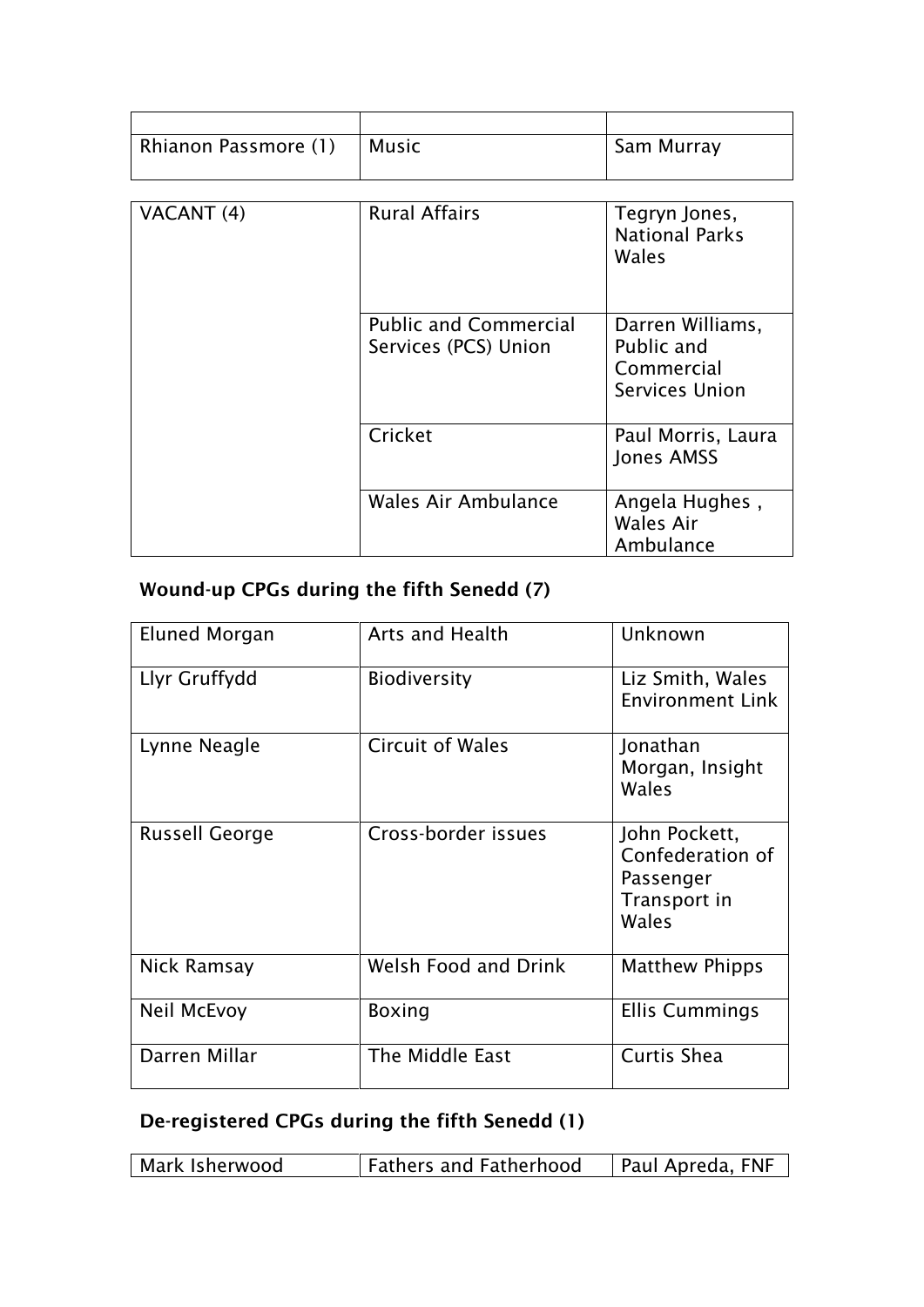| | | |
|---|---|---|
| Rhianon Passmore (1) | Music | Sam Murray |

| | | |
|---|---|---|
| VACANT (4) | Rural Affairs | Tegryn Jones, National Parks Wales |
| | Public and Commercial Services (PCS) Union | Darren Williams, Public and Commercial Services Union |
| | Cricket | Paul Morris, Laura Jones AMSS |
| | Wales Air Ambulance | Angela Hughes , Wales Air Ambulance |

## Wound-up CPGs during the fifth Senedd (7)

| | | |
|---|---|---|
| Eluned Morgan | Arts and Health | Unknown |
| Llyr Gruffydd | Biodiversity | Liz Smith, Wales Environment Link |
| Lynne Neagle | Circuit of Wales | Jonathan Morgan, Insight Wales |
| Russell George | Cross-border issues | John Pockett, Confederation of Passenger Transport in Wales |
| Nick Ramsay | Welsh Food and Drink | Matthew Phipps |
| Neil McEvoy | Boxing | Ellis Cummings |
| Darren Millar | The Middle East | Curtis Shea |

## De-registered CPGs during the fifth Senedd (1)

| | | |
|---|---|---|
| Mark Isherwood | Fathers and Fatherhood | Paul Apreda, FNF |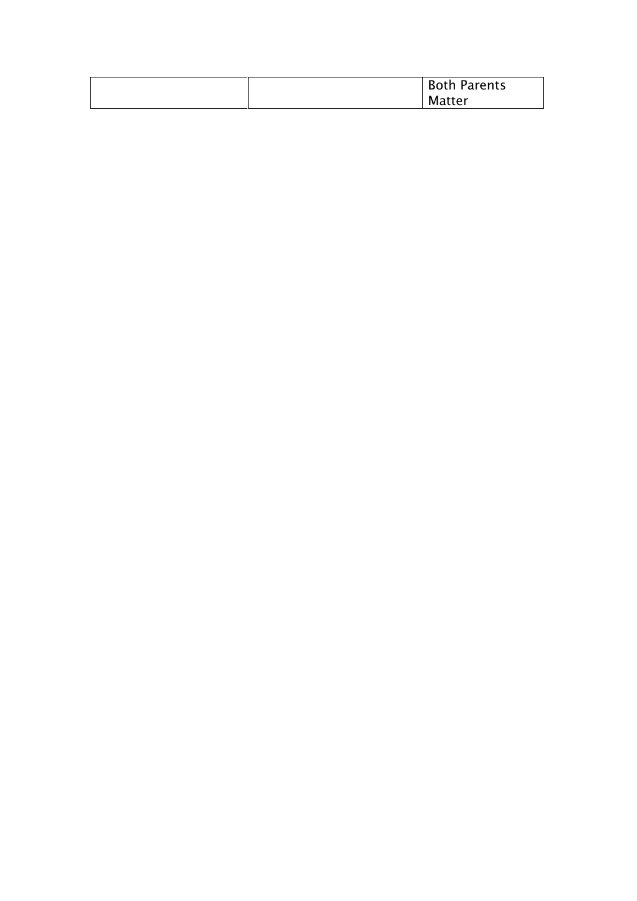| | | |
|---|---|---|
| | | Both Parents Matter |